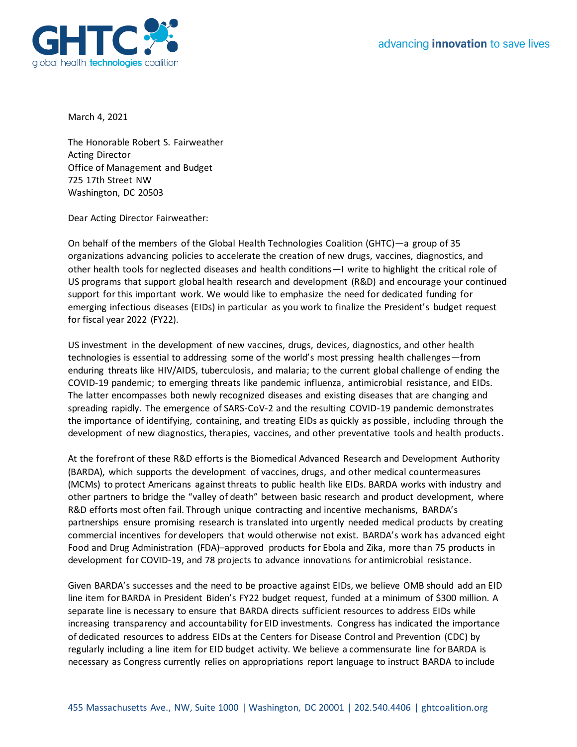March 4, 2021

The Honorable Robert S. Fairweather
Acting Director
Office of Management and Budget
725 17th Street NW
Washington, DC 20503

Dear Acting Director Fairweather:

On behalf of the members of the Global Health Technologies Coalition (GHTC)—a group of 35 organizations advancing policies to accelerate the creation of new drugs, vaccines, diagnostics, and other health tools for neglected diseases and health conditions—I write to highlight the critical role of US programs that support global health research and development (R&D) and encourage your continued support for this important work. We would like to emphasize the need for dedicated funding for emerging infectious diseases (EIDs) in particular as you work to finalize the President's budget request for fiscal year 2022 (FY22).

US investment in the development of new vaccines, drugs, devices, diagnostics, and other health technologies is essential to addressing some of the world's most pressing health challenges—from enduring threats like HIV/AIDS, tuberculosis, and malaria; to the current global challenge of ending the COVID-19 pandemic; to emerging threats like pandemic influenza, antimicrobial resistance, and EIDs. The latter encompasses both newly recognized diseases and existing diseases that are changing and spreading rapidly. The emergence of SARS-CoV-2 and the resulting COVID-19 pandemic demonstrates the importance of identifying, containing, and treating EIDs as quickly as possible, including through the development of new diagnostics, therapies, vaccines, and other preventative tools and health products.

At the forefront of these R&D efforts is the Biomedical Advanced Research and Development Authority (BARDA), which supports the development of vaccines, drugs, and other medical countermeasures (MCMs) to protect Americans against threats to public health like EIDs. BARDA works with industry and other partners to bridge the "valley of death" between basic research and product development, where R&D efforts most often fail. Through unique contracting and incentive mechanisms, BARDA's partnerships ensure promising research is translated into urgently needed medical products by creating commercial incentives for developers that would otherwise not exist. BARDA's work has advanced eight Food and Drug Administration (FDA)–approved products for Ebola and Zika, more than 75 products in development for COVID-19, and 78 projects to advance innovations for antimicrobial resistance.

Given BARDA's successes and the need to be proactive against EIDs, we believe OMB should add an EID line item for BARDA in President Biden's FY22 budget request, funded at a minimum of $300 million. A separate line is necessary to ensure that BARDA directs sufficient resources to address EIDs while increasing transparency and accountability for EID investments. Congress has indicated the importance of dedicated resources to address EIDs at the Centers for Disease Control and Prevention (CDC) by regularly including a line item for EID budget activity. We believe a commensurate line for BARDA is necessary as Congress currently relies on appropriations report language to instruct BARDA to include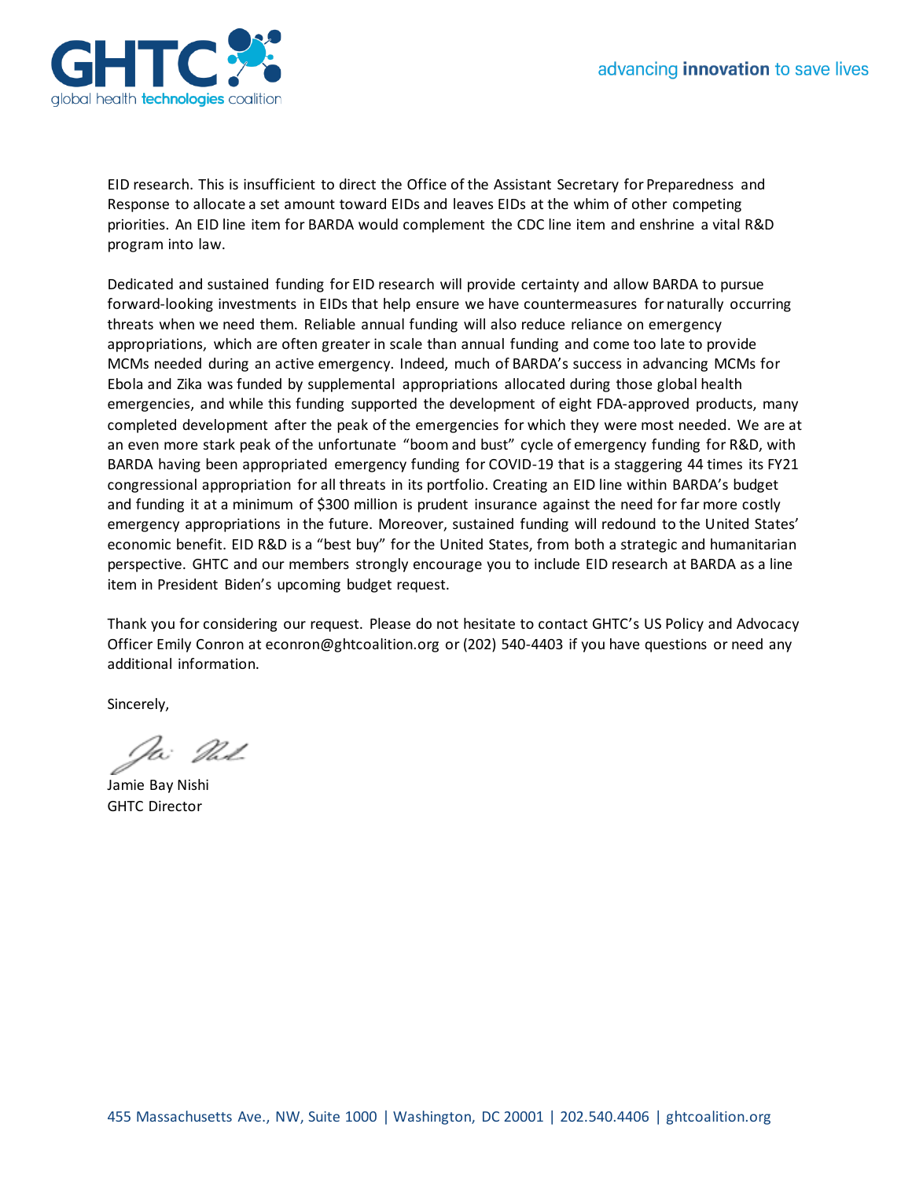EID research. This is insufficient to direct the Office of the Assistant Secretary for Preparedness and Response to allocate a set amount toward EIDs and leaves EIDs at the whim of other competing priorities. An EID line item for BARDA would complement the CDC line item and enshrine a vital R&D program into law.

Dedicated and sustained funding for EID research will provide certainty and allow BARDA to pursue forward-looking investments in EIDs that help ensure we have countermeasures for naturally occurring threats when we need them. Reliable annual funding will also reduce reliance on emergency appropriations, which are often greater in scale than annual funding and come too late to provide MCMs needed during an active emergency. Indeed, much of BARDA's success in advancing MCMs for Ebola and Zika was funded by supplemental appropriations allocated during those global health emergencies, and while this funding supported the development of eight FDA-approved products, many completed development after the peak of the emergencies for which they were most needed. We are at an even more stark peak of the unfortunate "boom and bust" cycle of emergency funding for R&D, with BARDA having been appropriated emergency funding for COVID-19 that is a staggering 44 times its FY21 congressional appropriation for all threats in its portfolio. Creating an EID line within BARDA's budget and funding it at a minimum of $300 million is prudent insurance against the need for far more costly emergency appropriations in the future. Moreover, sustained funding will redound to the United States' economic benefit. EID R&D is a "best buy" for the United States, from both a strategic and humanitarian perspective. GHTC and our members strongly encourage you to include EID research at BARDA as a line item in President Biden's upcoming budget request.

Thank you for considering our request. Please do not hesitate to contact GHTC's US Policy and Advocacy Officer Emily Conron at econron@ghtcoalition.org or (202) 540-4403 if you have questions or need any additional information.

Sincerely,

Jamie Bay Nishi
GHTC Director